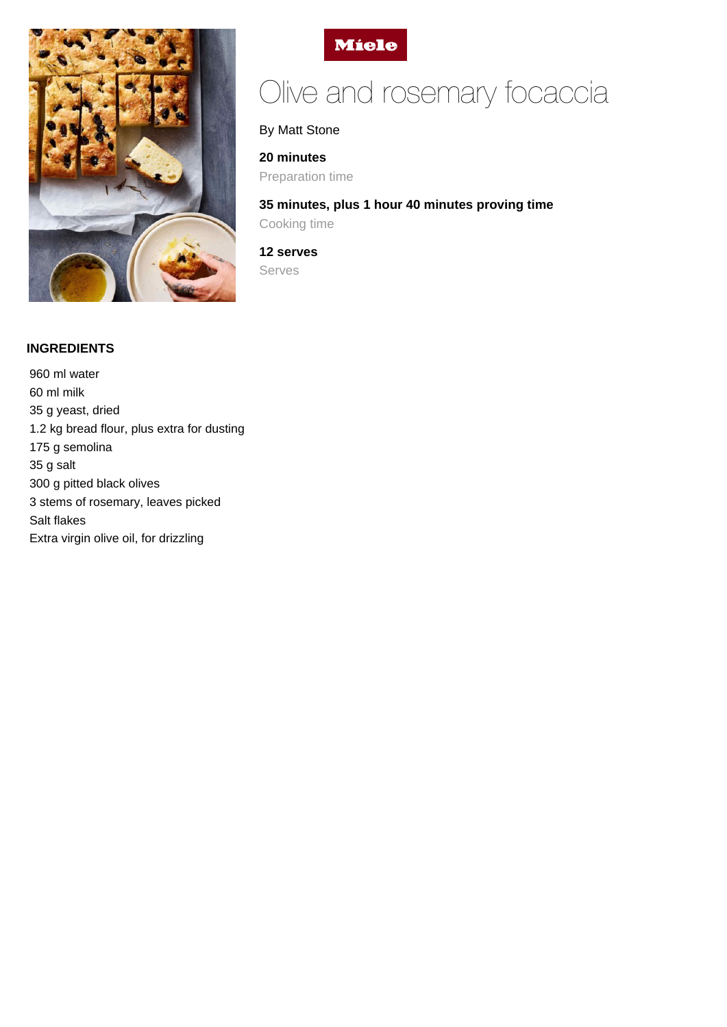Miele

# Olive and rosemary focaccia

By Matt Stone

**20 minutes**
Preparation time

**35 minutes, plus 1 hour 40 minutes proving time**
Cooking time

**12 serves**
Serves

## INGREDIENTS

960 ml water
60 ml milk
35 g yeast, dried
1.2 kg bread flour, plus extra for dusting
175 g semolina
35 g salt
300 g pitted black olives
3 stems of rosemary, leaves picked
Salt flakes
Extra virgin olive oil, for drizzling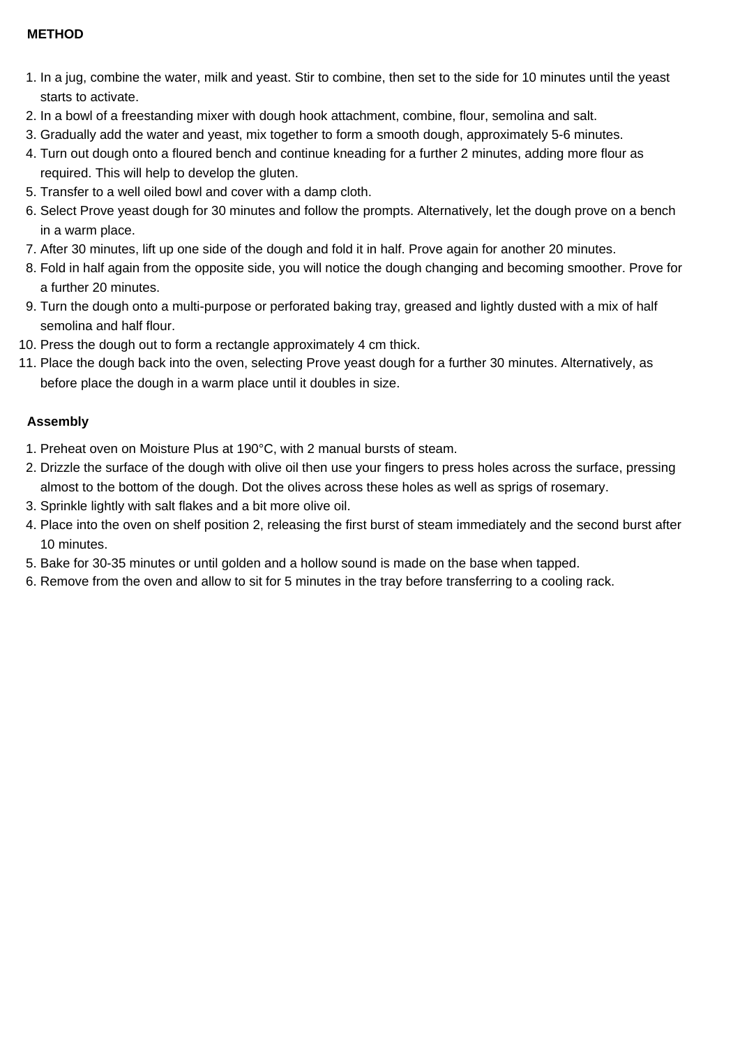**METHOD**

1. In a jug, combine the water, milk and yeast. Stir to combine, then set to the side for 10 minutes until the yeast starts to activate.
2. In a bowl of a freestanding mixer with dough hook attachment, combine, flour, semolina and salt.
3. Gradually add the water and yeast, mix together to form a smooth dough, approximately 5-6 minutes.
4. Turn out dough onto a floured bench and continue kneading for a further 2 minutes, adding more flour as required. This will help to develop the gluten.
5. Transfer to a well oiled bowl and cover with a damp cloth.
6. Select Prove yeast dough for 30 minutes and follow the prompts. Alternatively, let the dough prove on a bench in a warm place.
7. After 30 minutes, lift up one side of the dough and fold it in half. Prove again for another 20 minutes.
8. Fold in half again from the opposite side, you will notice the dough changing and becoming smoother. Prove for a further 20 minutes.
9. Turn the dough onto a multi-purpose or perforated baking tray, greased and lightly dusted with a mix of half semolina and half flour.
10. Press the dough out to form a rectangle approximately 4 cm thick.
11. Place the dough back into the oven, selecting Prove yeast dough for a further 30 minutes. Alternatively, as before place the dough in a warm place until it doubles in size.

**Assembly**

1. Preheat oven on Moisture Plus at 190°C, with 2 manual bursts of steam.
2. Drizzle the surface of the dough with olive oil then use your fingers to press holes across the surface, pressing almost to the bottom of the dough. Dot the olives across these holes as well as sprigs of rosemary.
3. Sprinkle lightly with salt flakes and a bit more olive oil.
4. Place into the oven on shelf position 2, releasing the first burst of steam immediately and the second burst after 10 minutes.
5. Bake for 30-35 minutes or until golden and a hollow sound is made on the base when tapped.
6. Remove from the oven and allow to sit for 5 minutes in the tray before transferring to a cooling rack.